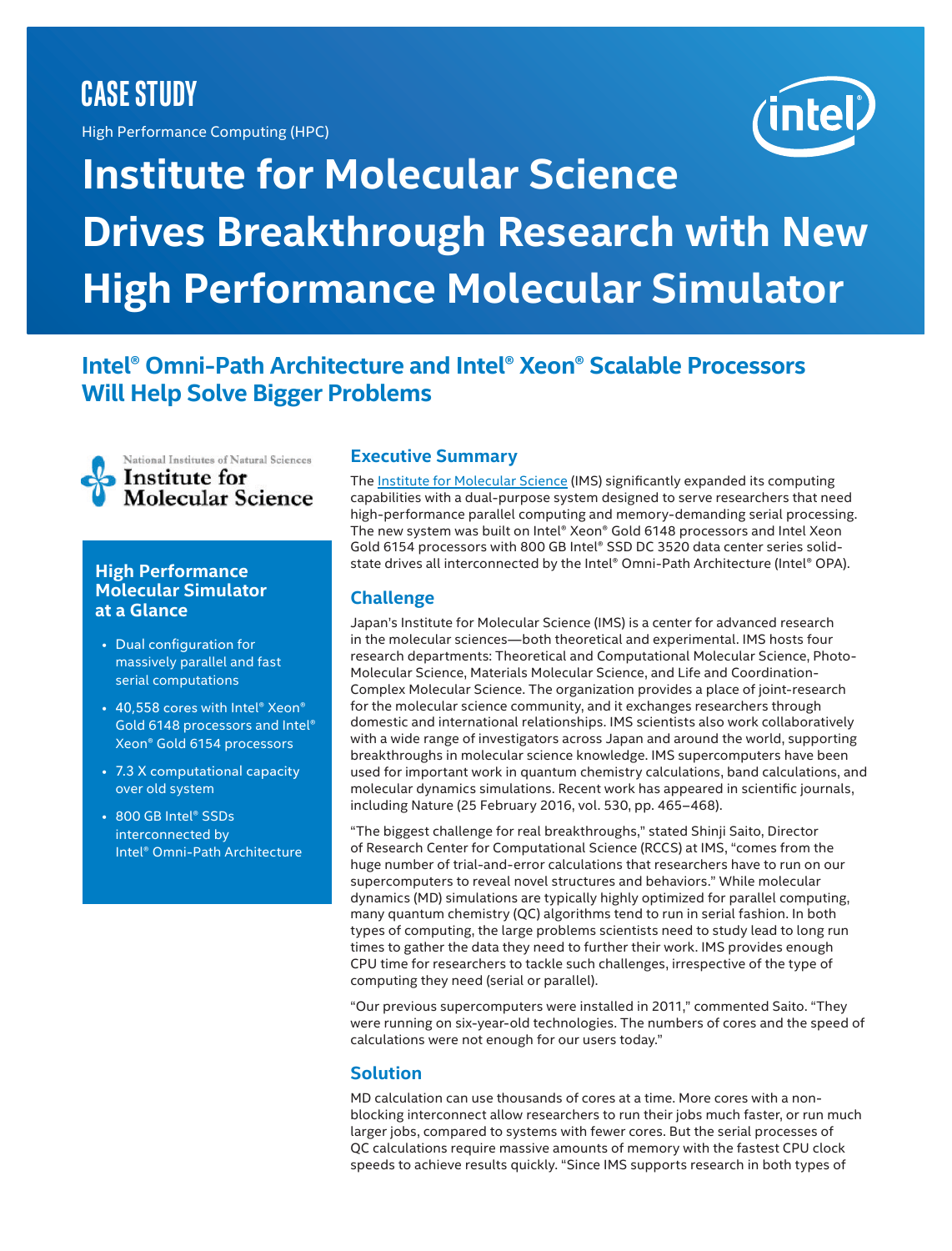CASE STUDY

High Performance Computing (HPC)

# Institute for Molecular Science Drives Breakthrough Research with New High Performance Molecular Simulator

## Intel® Omni-Path Architecture and Intel® Xeon® Scalable Processors Will Help Solve Bigger Problems

National Institutes of Natural Sciences
Institute for Molecular Science

### High Performance Molecular Simulator at a Glance

- Dual configuration for massively parallel and fast serial computations
- 40,558 cores with Intel® Xeon® Gold 6148 processors and Intel® Xeon® Gold 6154 processors
- 7.3 X computational capacity over old system
- 800 GB Intel® SSDs interconnected by Intel® Omni-Path Architecture

### Executive Summary

The Institute for Molecular Science (IMS) significantly expanded its computing capabilities with a dual-purpose system designed to serve researchers that need high-performance parallel computing and memory-demanding serial processing. The new system was built on Intel® Xeon® Gold 6148 processors and Intel Xeon Gold 6154 processors with 800 GB Intel® SSD DC 3520 data center series solid-state drives all interconnected by the Intel® Omni-Path Architecture (Intel® OPA).

### Challenge

Japan's Institute for Molecular Science (IMS) is a center for advanced research in the molecular sciences—both theoretical and experimental. IMS hosts four research departments: Theoretical and Computational Molecular Science, Photo-Molecular Science, Materials Molecular Science, and Life and Coordination-Complex Molecular Science. The organization provides a place of joint-research for the molecular science community, and it exchanges researchers through domestic and international relationships. IMS scientists also work collaboratively with a wide range of investigators across Japan and around the world, supporting breakthroughs in molecular science knowledge. IMS supercomputers have been used for important work in quantum chemistry calculations, band calculations, and molecular dynamics simulations. Recent work has appeared in scientific journals, including Nature (25 February 2016, vol. 530, pp. 465–468).

"The biggest challenge for real breakthroughs," stated Shinji Saito, Director of Research Center for Computational Science (RCCS) at IMS, "comes from the huge number of trial-and-error calculations that researchers have to run on our supercomputers to reveal novel structures and behaviors." While molecular dynamics (MD) simulations are typically highly optimized for parallel computing, many quantum chemistry (QC) algorithms tend to run in serial fashion. In both types of computing, the large problems scientists need to study lead to long run times to gather the data they need to further their work. IMS provides enough CPU time for researchers to tackle such challenges, irrespective of the type of computing they need (serial or parallel).

"Our previous supercomputers were installed in 2011," commented Saito. "They were running on six-year-old technologies. The numbers of cores and the speed of calculations were not enough for our users today."

### Solution

MD calculation can use thousands of cores at a time. More cores with a non-blocking interconnect allow researchers to run their jobs much faster, or run much larger jobs, compared to systems with fewer cores. But the serial processes of QC calculations require massive amounts of memory with the fastest CPU clock speeds to achieve results quickly. "Since IMS supports research in both types of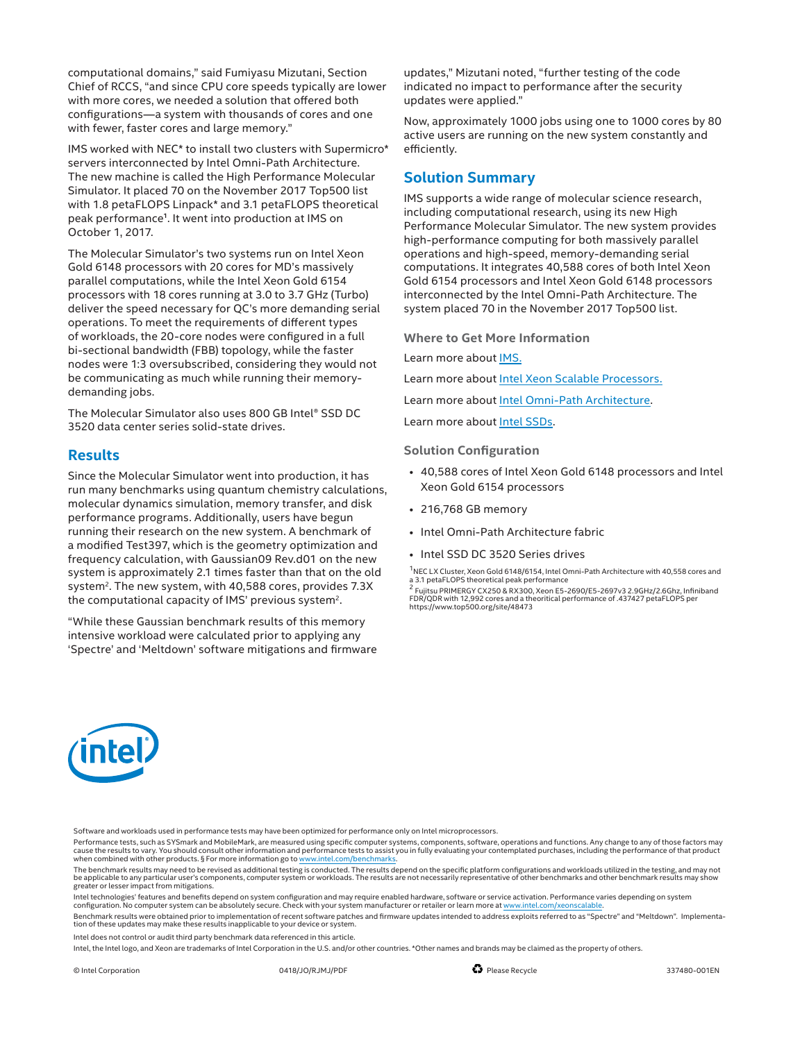computational domains," said Fumiyasu Mizutani, Section Chief of RCCS, "and since CPU core speeds typically are lower with more cores, we needed a solution that offered both configurations—a system with thousands of cores and one with fewer, faster cores and large memory."

IMS worked with NEC* to install two clusters with Supermicro* servers interconnected by Intel Omni-Path Architecture. The new machine is called the High Performance Molecular Simulator. It placed 70 on the November 2017 Top500 list with 1.8 petaFLOPS Linpack* and 3.1 petaFLOPS theoretical peak performance[1]. It went into production at IMS on October 1, 2017.

The Molecular Simulator's two systems run on Intel Xeon Gold 6148 processors with 20 cores for MD's massively parallel computations, while the Intel Xeon Gold 6154 processors with 18 cores running at 3.0 to 3.7 GHz (Turbo) deliver the speed necessary for QC's more demanding serial operations. To meet the requirements of different types of workloads, the 20-core nodes were configured in a full bi-sectional bandwidth (FBB) topology, while the faster nodes were 1:3 oversubscribed, considering they would not be communicating as much while running their memory-demanding jobs.

The Molecular Simulator also uses 800 GB Intel® SSD DC 3520 data center series solid-state drives.

## Results

Since the Molecular Simulator went into production, it has run many benchmarks using quantum chemistry calculations, molecular dynamics simulation, memory transfer, and disk performance programs. Additionally, users have begun running their research on the new system. A benchmark of a modified Test397, which is the geometry optimization and frequency calculation, with Gaussian09 Rev.d01 on the new system is approximately 2.1 times faster than that on the old system[2]. The new system, with 40,588 cores, provides 7.3X the computational capacity of IMS' previous system[2].

"While these Gaussian benchmark results of this memory intensive workload were calculated prior to applying any 'Spectre' and 'Meltdown' software mitigations and firmware updates," Mizutani noted, "further testing of the code indicated no impact to performance after the security updates were applied."

Now, approximately 1000 jobs using one to 1000 cores by 80 active users are running on the new system constantly and efficiently.

## Solution Summary

IMS supports a wide range of molecular science research, including computational research, using its new High Performance Molecular Simulator. The new system provides high-performance computing for both massively parallel operations and high-speed, memory-demanding serial computations. It integrates 40,588 cores of both Intel Xeon Gold 6154 processors and Intel Xeon Gold 6148 processors interconnected by the Intel Omni-Path Architecture. The system placed 70 in the November 2017 Top500 list.

### Where to Get More Information

Learn more about IMS.

Learn more about Intel Xeon Scalable Processors.

Learn more about Intel Omni-Path Architecture.

Learn more about Intel SSDs.

### Solution Configuration

- 40,588 cores of Intel Xeon Gold 6148 processors and Intel Xeon Gold 6154 processors
- 216,768 GB memory
- Intel Omni-Path Architecture fabric
- Intel SSD DC 3520 Series drives

[1] NEC LX Cluster, Xeon Gold 6148/6154, Intel Omni-Path Architecture with 40,558 cores and a 3.1 petaFLOPS theoretical peak performance

[2] Fujitsu PRIMERGY CX250 & RX300, Xeon E5-2690/E5-2697v3 2.9GHz/2.6Ghz, Infiniband FDR/QDR with 12,992 cores and a theoritical performance of .437427 petaFLOPS per https://www.top500.org/site/48473

Software and workloads used in performance tests may have been optimized for performance only on Intel microprocessors.

Performance tests, such as SYSmark and MobileMark, are measured using specific computer systems, components, software, operations and functions. Any change to any of those factors may cause the results to vary. You should consult other information and performance tests to assist you in fully evaluating your contemplated purchases, including the performance of that product when combined with other products. § For more information go to www.intel.com/benchmarks.

The benchmark results may need to be revised as additional testing is conducted. The results depend on the specific platform configurations and workloads utilized in the testing, and may not be applicable to any particular user's components, computer system or workloads. The results are not necessarily representative of other benchmarks and other benchmark results may show greater or lesser impact from mitigations.

Intel technologies' features and benefits depend on system configuration and may require enabled hardware, software or service activation. Performance varies depending on system configuration. No computer system can be absolutely secure. Check with your system manufacturer or retailer or learn more at www.intel.com/xeonscalable.

Benchmark results were obtained prior to implementation of recent software patches and firmware updates intended to address exploits referred to as "Spectre" and "Meltdown". Implementation of these updates may make these results inapplicable to your device or system.

Intel does not control or audit third party benchmark data referenced in this article.

Intel, the Intel logo, and Xeon are trademarks of Intel Corporation in the U.S. and/or other countries. *Other names and brands may be claimed as the property of others.

© Intel Corporation 0418/JO/RJMJ/PDF Please Recycle 337480-001EN